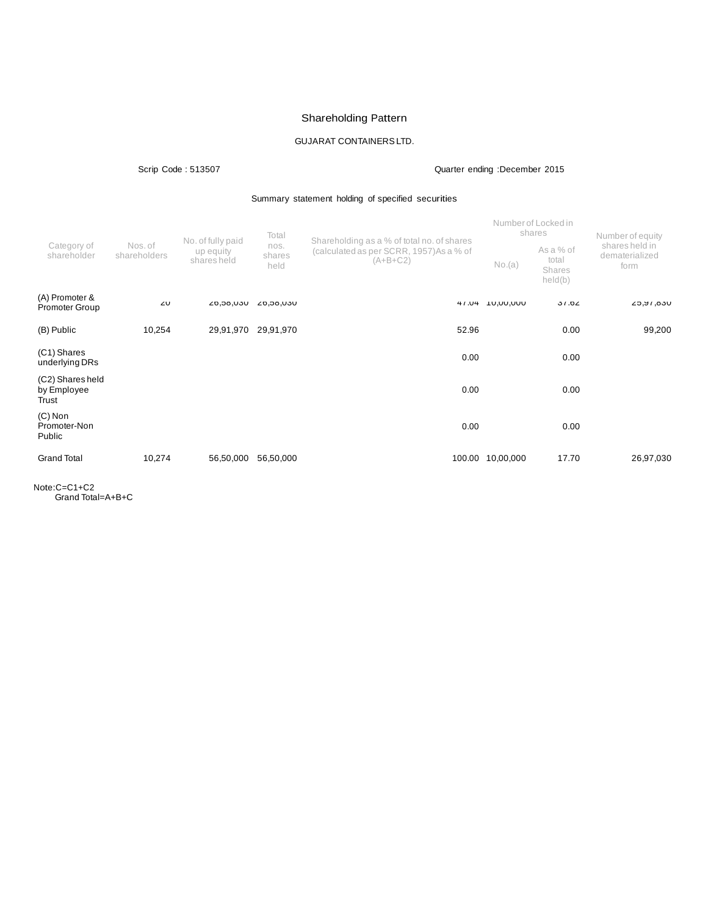# Shareholding Pattern

GUJARAT CONTAINERS LTD.

Scrip Code : 513507 | Quarter ending :December 2015

Summary statement holding of specified securities

| Category of shareholder | Nos. of shareholders | No. of fully paid up equity shares held | Total nos. shares held | Shareholding as a % of total no. of shares (calculated as per SCRR, 1957)As a % of (A+B+C2) | Number of Locked in shares | | Number of equity shares held in dematerialized form |
|---|---|---|---|---|---|---|---|
| | | | | | No.(a) | As a % of total Shares held(b) | |
| (A) Promoter & Promoter Group | 20 | 26,58,030 | 26,58,030 | 47.04 | 10,00,000 | 37.62 | 25,97,830 |
| (B) Public | 10,254 | 29,91,970 | 29,91,970 | 52.96 | | 0.00 | 99,200 |
| (C1) Shares underlying DRs | | | | 0.00 | | 0.00 | |
| (C2) Shares held by Employee Trust | | | | 0.00 | | 0.00 | |
| (C) Non Promoter-Non Public | | | | 0.00 | | 0.00 | |
| Grand Total | 10,274 | 56,50,000 | 56,50,000 | 100.00 | 10,00,000 | 17.70 | 26,97,030 |

Note:C=C1+C2
Grand Total=A+B+C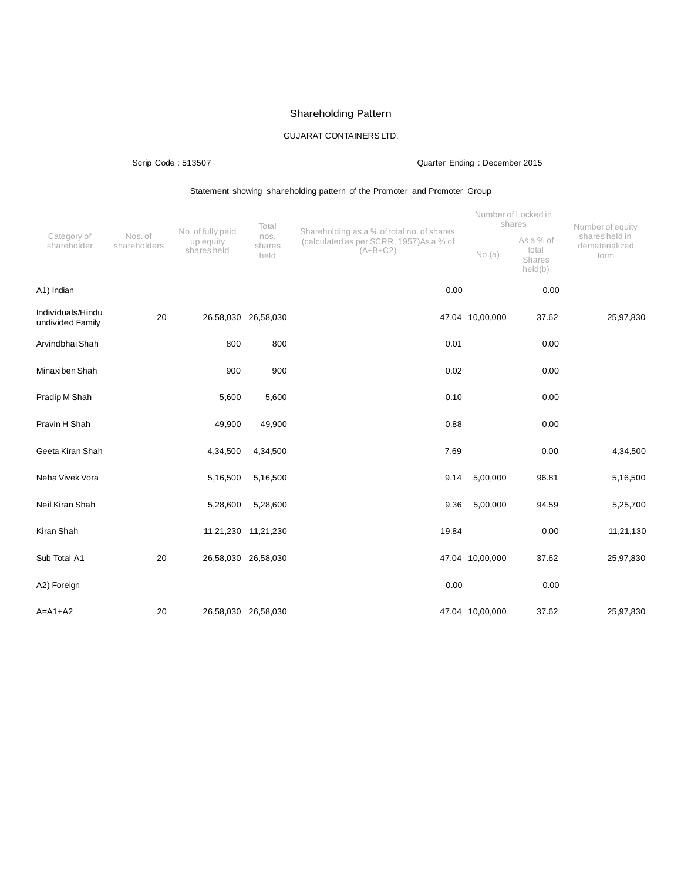# Shareholding Pattern

GUJARAT CONTAINERS LTD.

Scrip Code : 513507 Quarter Ending : December 2015

Statement showing shareholding pattern of the Promoter and Promoter Group

| Category of shareholder | Nos. of shareholders | No. of fully paid up equity shares held | Total nos. shares held | Shareholding as a % of total no. of shares (calculated as per SCRR, 1957)As a % of (A+B+C2) | Number of Locked in shares | | Number of equity shares held in dematerialized form |
|---|---|---|---|---|---|---|---|
| | | | | | No.(a) | As a % of total Shares held(b) | |
| A1) Indian | | | | 0.00 | | 0.00 | |
| Individuals/Hindu undivided Family | 20 | 26,58,030 | 26,58,030 | 47.04 | 10,00,000 | 37.62 | 25,97,830 |
| Arvindbhai Shah | | 800 | 800 | 0.01 | | 0.00 | |
| Minaxiben Shah | | 900 | 900 | 0.02 | | 0.00 | |
| Pradip M Shah | | 5,600 | 5,600 | 0.10 | | 0.00 | |
| Pravin H Shah | | 49,900 | 49,900 | 0.88 | | 0.00 | |
| Geeta Kiran Shah | | 4,34,500 | 4,34,500 | 7.69 | | 0.00 | 4,34,500 |
| Neha Vivek Vora | | 5,16,500 | 5,16,500 | 9.14 | 5,00,000 | 96.81 | 5,16,500 |
| Neil Kiran Shah | | 5,28,600 | 5,28,600 | 9.36 | 5,00,000 | 94.59 | 5,25,700 |
| Kiran Shah | | 11,21,230 | 11,21,230 | 19.84 | | 0.00 | 11,21,130 |
| Sub Total A1 | 20 | 26,58,030 | 26,58,030 | 47.04 | 10,00,000 | 37.62 | 25,97,830 |
| A2) Foreign | | | | 0.00 | | 0.00 | |
| A=A1+A2 | 20 | 26,58,030 | 26,58,030 | 47.04 | 10,00,000 | 37.62 | 25,97,830 |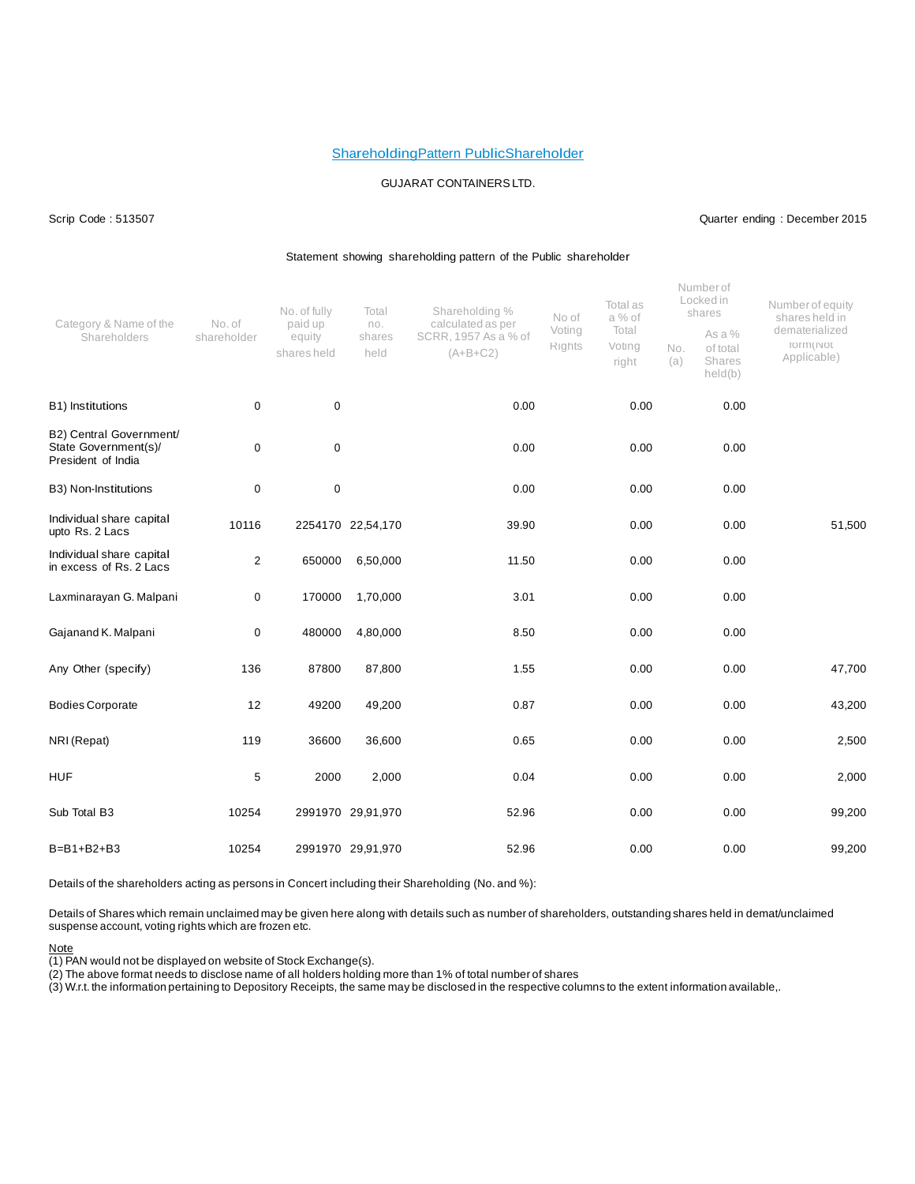## ShareholdingPattern PublicShareholder

GUJARAT CONTAINERS LTD.

Scrip Code : 513507

Quarter ending : December 2015

Statement showing shareholding pattern of the Public shareholder

| Category & Name of the Shareholders | No. of shareholder | No. of fully paid up equity shares held | Total no. shares held | Shareholding % calculated as per SCRR, 1957 As a % of (A+B+C2) | No of Voting Rights | Total as a % of Total Voting right | Number of Locked in shares No. (a) | Number of Locked in shares As a % of total Shares held(b) | Number of equity shares held in dematerialized form(Not Applicable) |
|---|---|---|---|---|---|---|---|---|---|
| B1) Institutions | 0 | 0 | | 0.00 | | 0.00 | | 0.00 | |
| B2) Central Government/ State Government(s)/ President of India | 0 | 0 | | 0.00 | | 0.00 | | 0.00 | |
| B3) Non-Institutions | 0 | 0 | | 0.00 | | 0.00 | | 0.00 | |
| Individual share capital upto Rs. 2 Lacs | 10116 | 2254170 | 22,54,170 | 39.90 | | 0.00 | | 0.00 | 51,500 |
| Individual share capital in excess of Rs. 2 Lacs | 2 | 650000 | 6,50,000 | 11.50 | | 0.00 | | 0.00 | |
| Laxminarayan G. Malpani | 0 | 170000 | 1,70,000 | 3.01 | | 0.00 | | 0.00 | |
| Gajanand K. Malpani | 0 | 480000 | 4,80,000 | 8.50 | | 0.00 | | 0.00 | |
| Any Other (specify) | 136 | 87800 | 87,800 | 1.55 | | 0.00 | | 0.00 | 47,700 |
| Bodies Corporate | 12 | 49200 | 49,200 | 0.87 | | 0.00 | | 0.00 | 43,200 |
| NRI (Repat) | 119 | 36600 | 36,600 | 0.65 | | 0.00 | | 0.00 | 2,500 |
| HUF | 5 | 2000 | 2,000 | 0.04 | | 0.00 | | 0.00 | 2,000 |
| Sub Total B3 | 10254 | 2991970 | 29,91,970 | 52.96 | | 0.00 | | 0.00 | 99,200 |
| B=B1+B2+B3 | 10254 | 2991970 | 29,91,970 | 52.96 | | 0.00 | | 0.00 | 99,200 |

Details of the shareholders acting as persons in Concert including their Shareholding (No. and %):

Details of Shares which remain unclaimed may be given here along with details such as number of shareholders, outstanding shares held in demat/unclaimed suspense account, voting rights which are frozen etc.

Note

(1) PAN would not be displayed on website of Stock Exchange(s).

(2) The above format needs to disclose name of all holders holding more than 1% of total number of shares

(3) W.r.t. the information pertaining to Depository Receipts, the same may be disclosed in the respective columns to the extent information available,.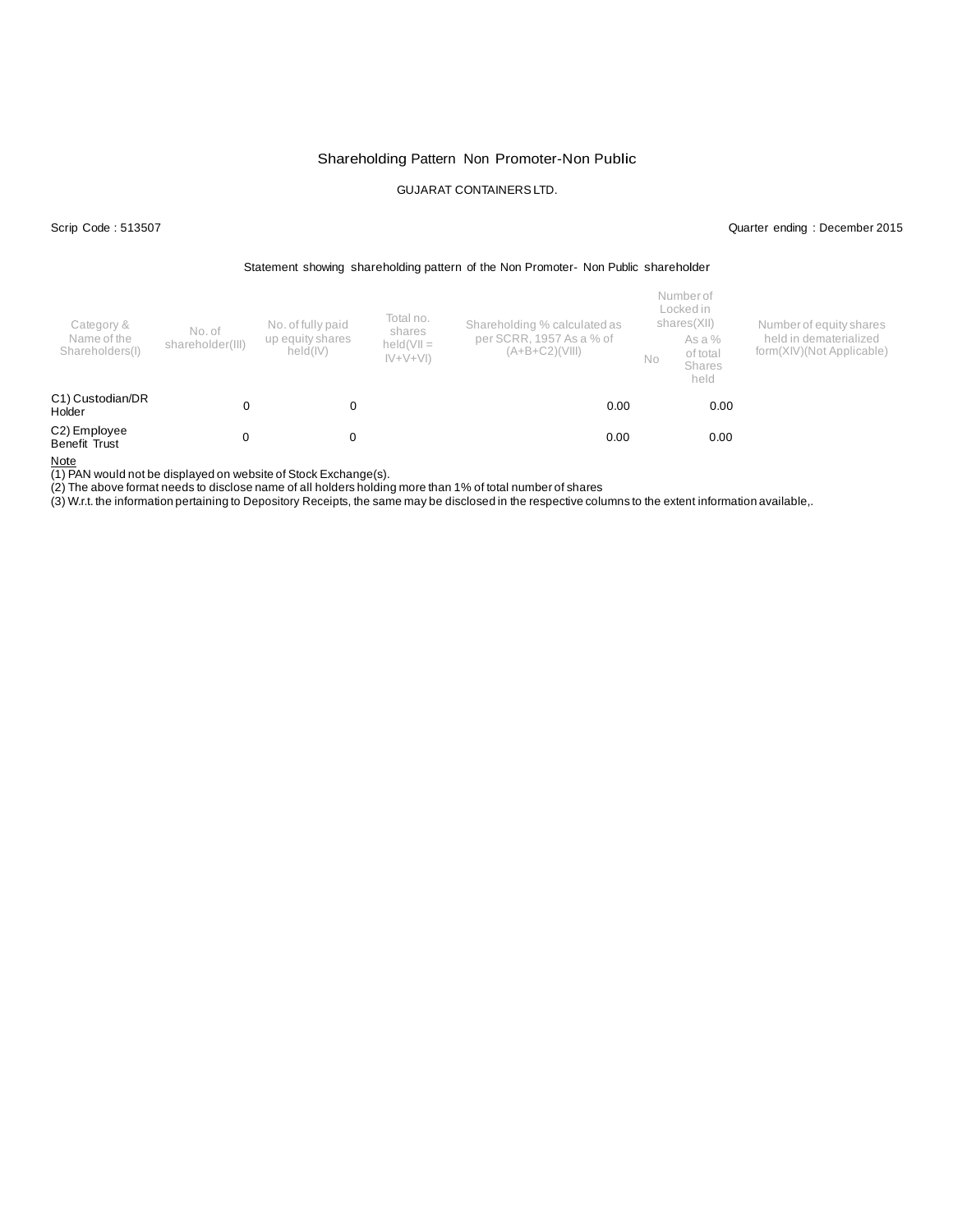# Shareholding Pattern Non Promoter-Non Public

GUJARAT CONTAINERS LTD.

Scrip Code : 513507

Quarter ending : December 2015

Statement showing shareholding pattern of the Non Promoter- Non Public shareholder

| Category & Name of the Shareholders(I) | No. of shareholder(III) | No. of fully paid up equity shares held(IV) | Total no. shares held(VII = IV+V+VI) | Shareholding % calculated as per SCRR, 1957 As a % of (A+B+C2)(VIII) | Number of Locked in shares(XII) | | Number of equity shares held in dematerialized form(XIV)(Not Applicable) |
|---|---|---|---|---|---|---|---|
| | | | | | No | As a % of total Shares held | |
| C1) Custodian/DR Holder | 0 | 0 | | 0.00 | | 0.00 | |
| C2) Employee Benefit Trust | 0 | 0 | | 0.00 | | 0.00 | |

Note

(1) PAN would not be displayed on website of Stock Exchange(s).
(2) The above format needs to disclose name of all holders holding more than 1% of total number of shares
(3) W.r.t. the information pertaining to Depository Receipts, the same may be disclosed in the respective columns to the extent information available,.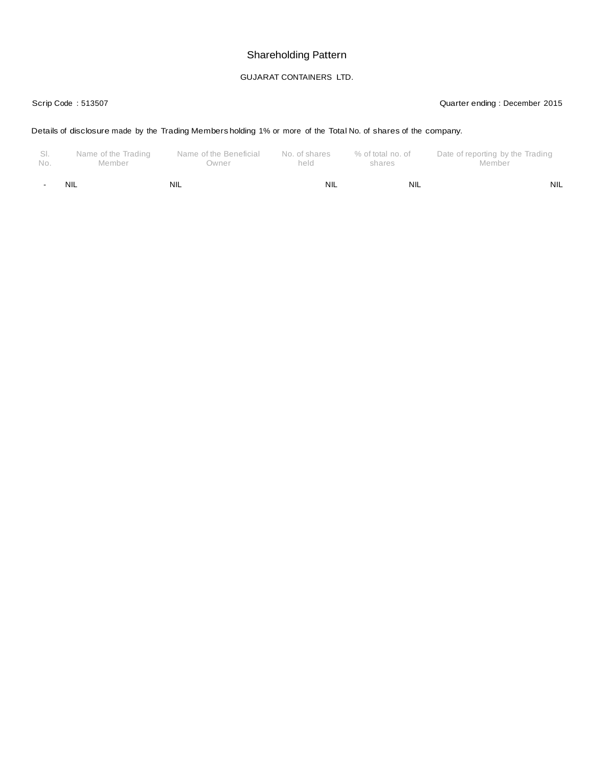# Shareholding Pattern

GUJARAT CONTAINERS LTD.

Scrip Code : 513507

Quarter ending : December 2015

Details of disclosure made by the Trading Members holding 1% or more of the Total No. of shares of the company.

| Sl. No. | Name of the Trading Member | Name of the Beneficial Owner | No. of shares held | % of total no. of shares | Date of reporting by the Trading Member |
|---|---|---|---|---|---|
| - | NIL | NIL | NIL | NIL | NIL |